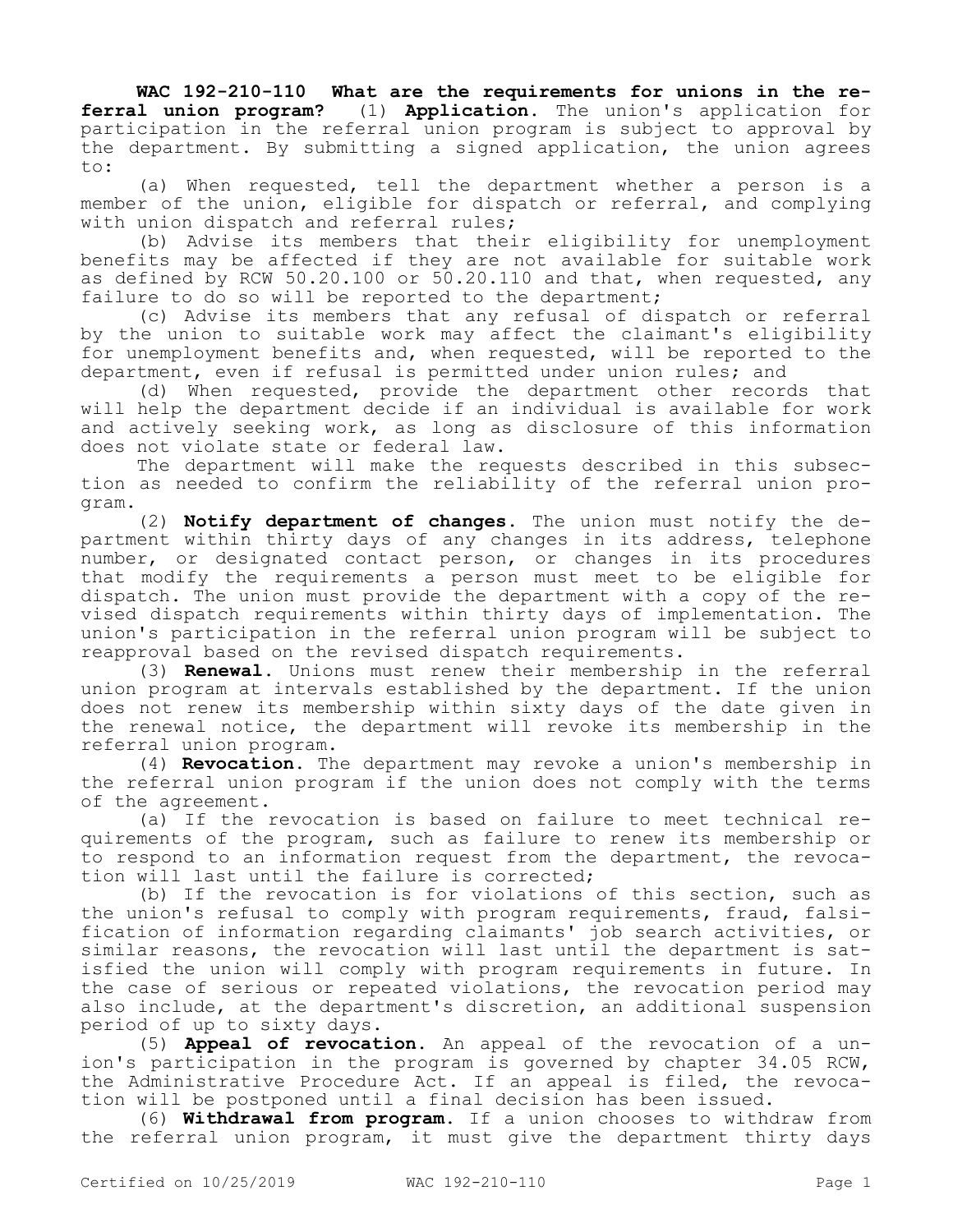**WAC 192-210-110 What are the requirements for unions in the referral union program?** (1) **Application.** The union's application for participation in the referral union program is subject to approval by the department. By submitting a signed application, the union agrees to:

(a) When requested, tell the department whether a person is a member of the union, eligible for dispatch or referral, and complying with union dispatch and referral rules;

(b) Advise its members that their eligibility for unemployment benefits may be affected if they are not available for suitable work as defined by RCW 50.20.100 or 50.20.110 and that, when requested, any failure to do so will be reported to the department;

(c) Advise its members that any refusal of dispatch or referral by the union to suitable work may affect the claimant's eligibility for unemployment benefits and, when requested, will be reported to the department, even if refusal is permitted under union rules; and

(d) When requested, provide the department other records that will help the department decide if an individual is available for work and actively seeking work, as long as disclosure of this information does not violate state or federal law.

The department will make the requests described in this subsection as needed to confirm the reliability of the referral union program.

(2) **Notify department of changes.** The union must notify the department within thirty days of any changes in its address, telephone number, or designated contact person, or changes in its procedures that modify the requirements a person must meet to be eligible for dispatch. The union must provide the department with a copy of the revised dispatch requirements within thirty days of implementation. The union's participation in the referral union program will be subject to reapproval based on the revised dispatch requirements.

(3) **Renewal.** Unions must renew their membership in the referral union program at intervals established by the department. If the union does not renew its membership within sixty days of the date given in the renewal notice, the department will revoke its membership in the referral union program.

(4) **Revocation.** The department may revoke a union's membership in the referral union program if the union does not comply with the terms of the agreement.

(a) If the revocation is based on failure to meet technical requirements of the program, such as failure to renew its membership or to respond to an information request from the department, the revocation will last until the failure is corrected;

(b) If the revocation is for violations of this section, such as the union's refusal to comply with program requirements, fraud, falsification of information regarding claimants' job search activities, or similar reasons, the revocation will last until the department is satisfied the union will comply with program requirements in future. In the case of serious or repeated violations, the revocation period may also include, at the department's discretion, an additional suspension period of up to sixty days.

(5) **Appeal of revocation.** An appeal of the revocation of a union's participation in the program is governed by chapter 34.05 RCW, the Administrative Procedure Act. If an appeal is filed, the revocation will be postponed until a final decision has been issued.

(6) **Withdrawal from program.** If a union chooses to withdraw from the referral union program, it must give the department thirty days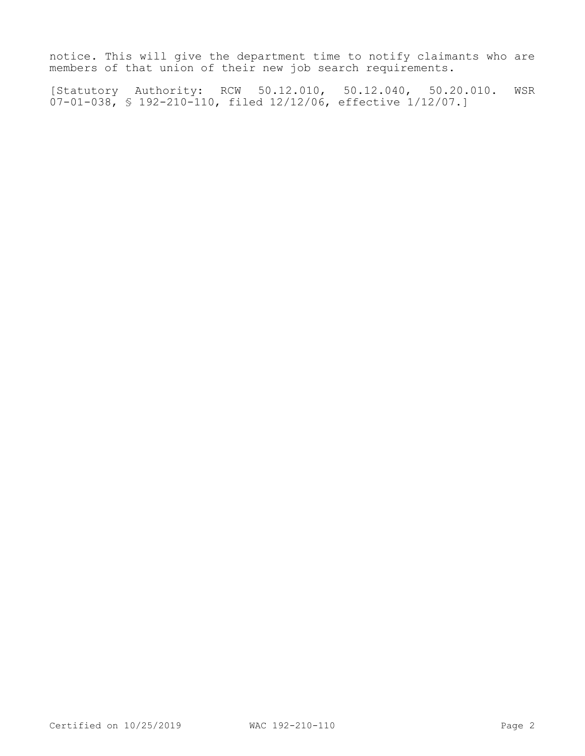notice. This will give the department time to notify claimants who are members of that union of their new job search requirements.

[Statutory Authority: RCW 50.12.010, 50.12.040, 50.20.010. WSR 07-01-038, § 192-210-110, filed 12/12/06, effective 1/12/07.]